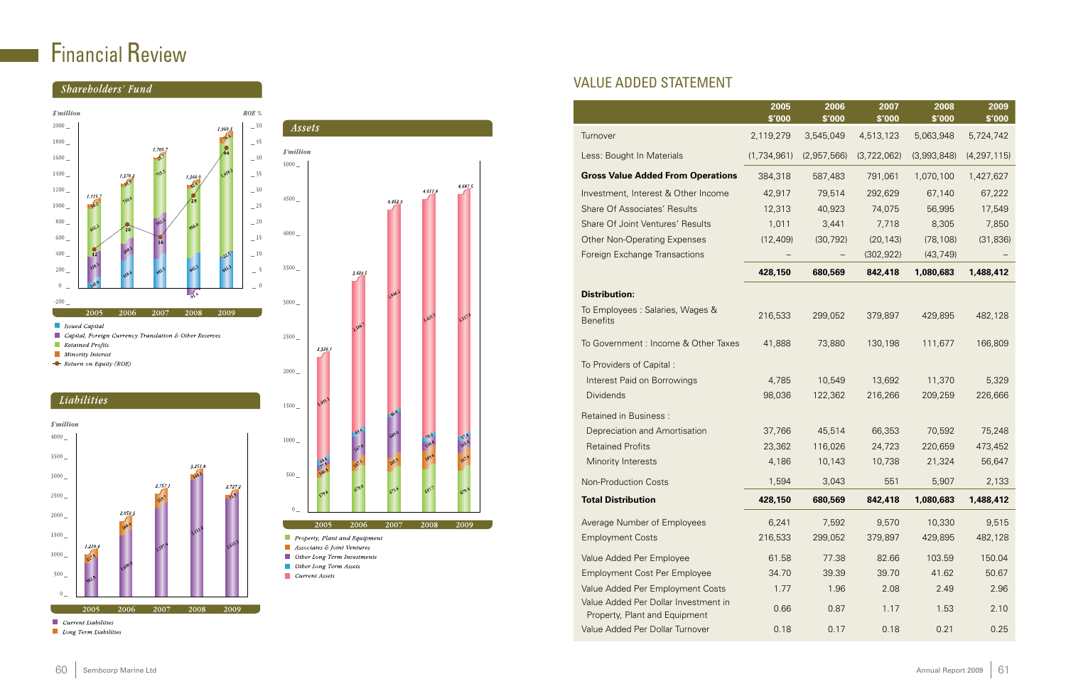# Financial Review

## Shareholders' Fund

$'million | ROE %

| | 2005 | 2006 | 2007 | 2008 | 2009 |
|---|---|---|---|---|---|
| Total | 1,115.7 | 1,570.3 | 1,705.7 | 1,360.0 | 1,969.3 |

- Issued Capital
- Capital, Foreign Currency Translation & Other Reserves
- Retained Profits
- Minority Interest
- Return on Equity (ROE)

## Liabilities

$'million

| | 2005 | 2006 | 2007 | 2008 | 2009 |
|---|---|---|---|---|---|
| Total | 1,210.4 | 2,059.3 | 2,757.1 | 3,251.8 | 2,727.2 |

- Current Liabilities
- Long Term Liabilities

## Assets

$'million

| | 2005 | 2006 | 2007 | 2008 | 2009 |
|---|---|---|---|---|---|
| Total | 2,326.1 | 3,429.5 | 4,462.9 | 4,611.8 | 4,687.5 |

- Property, Plant and Equipment
- Associates & Joint Ventures
- Other Long Term Investments
- Other Long Term Assets
- Current Assets

## VALUE ADDED STATEMENT

| | 2005 $'000 | 2006 $'000 | 2007 $'000 | 2008 $'000 | 2009 $'000 |
|---|---|---|---|---|---|
| Turnover | 2,119,279 | 3,545,049 | 4,513,123 | 5,063,948 | 5,724,742 |
| Less: Bought In Materials | (1,734,961) | (2,957,566) | (3,722,062) | (3,993,848) | (4,297,115) |
| **Gross Value Added From Operations** | 384,318 | 587,483 | 791,061 | 1,070,100 | 1,427,627 |
| Investment, Interest & Other Income | 42,917 | 79,514 | 292,629 | 67,140 | 67,222 |
| Share Of Associates' Results | 12,313 | 40,923 | 74,075 | 56,995 | 17,549 |
| Share Of Joint Ventures' Results | 1,011 | 3,441 | 7,718 | 8,305 | 7,850 |
| Other Non-Operating Expenses | (12,409) | (30,792) | (20,143) | (78,108) | (31,836) |
| Foreign Exchange Transactions | – | – | (302,922) | (43,749) | – |
| | **428,150** | **680,569** | **842,418** | **1,080,683** | **1,488,412** |
| **Distribution:** | | | | | |
| To Employees : Salaries, Wages & Benefits | 216,533 | 299,052 | 379,897 | 429,895 | 482,128 |
| To Government : Income & Other Taxes | 41,888 | 73,880 | 130,198 | 111,677 | 166,809 |
| To Providers of Capital : | | | | | |
| Interest Paid on Borrowings | 4,785 | 10,549 | 13,692 | 11,370 | 5,329 |
| Dividends | 98,036 | 122,362 | 216,266 | 209,259 | 226,666 |
| Retained in Business : | | | | | |
| Depreciation and Amortisation | 37,766 | 45,514 | 66,353 | 70,592 | 75,248 |
| Retained Profits | 23,362 | 116,026 | 24,723 | 220,659 | 473,452 |
| Minority Interests | 4,186 | 10,143 | 10,738 | 21,324 | 56,647 |
| Non-Production Costs | 1,594 | 3,043 | 551 | 5,907 | 2,133 |
| **Total Distribution** | **428,150** | **680,569** | **842,418** | **1,080,683** | **1,488,412** |
| Average Number of Employees | 6,241 | 7,592 | 9,570 | 10,330 | 9,515 |
| Employment Costs | 216,533 | 299,052 | 379,897 | 429,895 | 482,128 |
| Value Added Per Employee | 61.58 | 77.38 | 82.66 | 103.59 | 150.04 |
| Employment Cost Per Employee | 34.70 | 39.39 | 39.70 | 41.62 | 50.67 |
| Value Added Per Employment Costs | 1.77 | 1.96 | 2.08 | 2.49 | 2.96 |
| Value Added Per Dollar Investment in Property, Plant and Equipment | 0.66 | 0.87 | 1.17 | 1.53 | 2.10 |
| Value Added Per Dollar Turnover | 0.18 | 0.17 | 0.18 | 0.21 | 0.25 |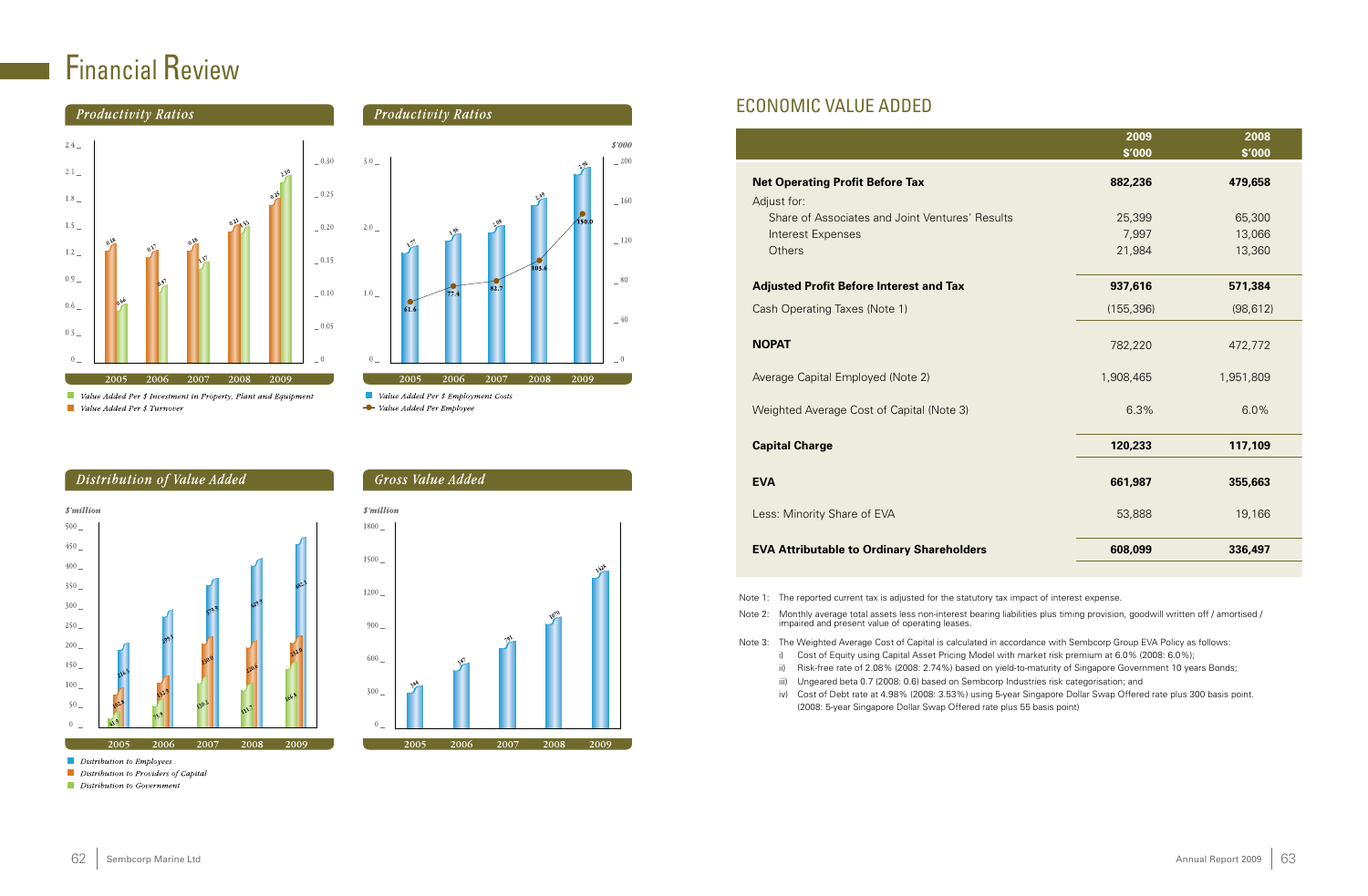# Financial Review

## Productivity Ratios

2.4
2.1
1.8
1.5
1.2
0.9
0.6
0.3
0

0.30
0.25
0.20
0.15
0.10
0.05
0

0.18
0.64
0.17
0.87
0.18
1.17
0.21
1.53
0.25
2.10

2005 2006 2007 2008 2009

Value Added Per $ Investment in Property, Plant and Equipment
Value Added Per $ Turnover

## Productivity Ratios

$'000

3.0
2.0
1.0
0

200
160
120
80
40
0

1.77
61.6
1.86
77.4
2.08
82.7
2.49
105.6
2.96
150.0

2005 2006 2007 2008 2009

Value Added Per $ Employment Costs
Value Added Per Employee

## Distribution of Value Added

$'million

500
450
400
350
300
250
200
150
100
50
0

2005 2006 2007 2008 2009

Distribution to Employees
Distribution to Providers of Capital
Distribution to Government

## Gross Value Added

$'million

1800
1500
1200
900
600
300
0

384
547
751
1070
1426

2005 2006 2007 2008 2009

## ECONOMIC VALUE ADDED

| | 2009 $'000 | 2008 $'000 |
|---|---|---|
| **Net Operating Profit Before Tax** | **882,236** | **479,658** |
| Adjust for: | | |
| Share of Associates and Joint Ventures' Results | 25,399 | 65,300 |
| Interest Expenses | 7,997 | 13,066 |
| Others | 21,984 | 13,360 |
| **Adjusted Profit Before Interest and Tax** | **937,616** | **571,384** |
| Cash Operating Taxes (Note 1) | (155,396) | (98,612) |
| **NOPAT** | 782,220 | 472,772 |
| Average Capital Employed (Note 2) | 1,908,465 | 1,951,809 |
| Weighted Average Cost of Capital (Note 3) | 6.3% | 6.0% |
| **Capital Charge** | **120,233** | **117,109** |
| **EVA** | **661,987** | **355,663** |
| Less: Minority Share of EVA | 53,888 | 19,166 |
| **EVA Attributable to Ordinary Shareholders** | **608,099** | **336,497** |

Note 1: The reported current tax is adjusted for the statutory tax impact of interest expense.

Note 2: Monthly average total assets less non-interest bearing liabilities plus timing provision, goodwill written off / amortised / impaired and present value of operating leases.

Note 3: The Weighted Average Cost of Capital is calculated in accordance with Sembcorp Group EVA Policy as follows:
- i) Cost of Equity using Capital Asset Pricing Model with market risk premium at 6.0% (2008: 6.0%);
- ii) Risk-free rate of 2.08% (2008: 2.74%) based on yield-to-maturity of Singapore Government 10 years Bonds;
- iii) Ungeared beta 0.7 (2008: 0.6) based on Sembcorp Industries risk categorisation; and
- iv) Cost of Debt rate at 4.98% (2008: 3.53%) using 5-year Singapore Dollar Swap Offered rate plus 300 basis point. (2008: 5-year Singapore Dollar Swap Offered rate plus 55 basis point)